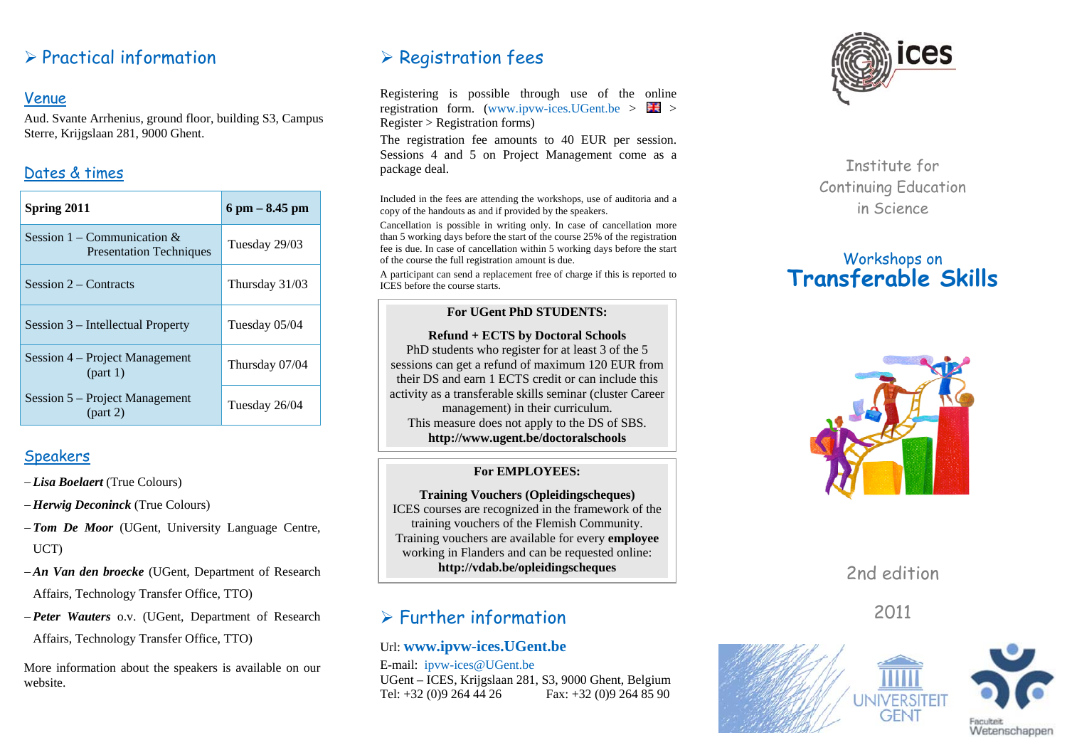## Practical information

### Venue

Aud. Svante Arrhenius, ground floor, building S3, Campus Sterre, Krijgslaan 281, 9000 Ghent.

### Dates & times

| Spring 2011 | 6 pm – 8.45 pm |
|---|---|
| Session 1 – Communication & Presentation Techniques | Tuesday 29/03 |
| Session 2 – Contracts | Thursday 31/03 |
| Session 3 – Intellectual Property | Tuesday 05/04 |
| Session 4 – Project Management (part 1) | Thursday 07/04 |
| Session 5 – Project Management (part 2) | Tuesday 26/04 |

### Speakers

- ***Lisa Boelaert*** (True Colours)
- ***Herwig Deconinck*** (True Colours)
- ***Tom De Moor*** (UGent, University Language Centre, UCT)
- ***An Van den broecke*** (UGent, Department of Research Affairs, Technology Transfer Office, TTO)
- ***Peter Wauters*** o.v. (UGent, Department of Research Affairs, Technology Transfer Office, TTO)

More information about the speakers is available on our website.

## Registration fees

Registering is possible through use of the online registration form. (www.ipvw-ices.UGent.be > 🇬🇧 > Register > Registration forms)

The registration fee amounts to 40 EUR per session. Sessions 4 and 5 on Project Management come as a package deal.

Included in the fees are attending the workshops, use of auditoria and a copy of the handouts as and if provided by the speakers.

Cancellation is possible in writing only. In case of cancellation more than 5 working days before the start of the course 25% of the registration fee is due. In case of cancellation within 5 working days before the start of the course the full registration amount is due.

A participant can send a replacement free of charge if this is reported to ICES before the course starts.

**For UGent PhD STUDENTS:**

**Refund + ECTS by Doctoral Schools**
PhD students who register for at least 3 of the 5 sessions can get a refund of maximum 120 EUR from their DS and earn 1 ECTS credit or can include this activity as a transferable skills seminar (cluster Career management) in their curriculum.
This measure does not apply to the DS of SBS.
**http://www.ugent.be/doctoralschools**

**For EMPLOYEES:**

**Training Vouchers (Opleidingscheques)**
ICES courses are recognized in the framework of the training vouchers of the Flemish Community.
Training vouchers are available for every **employee** working in Flanders and can be requested online:
**http://vdab.be/opleidingscheques**

## Further information

Url: **www.ipvw-ices.UGent.be**
E-mail: ipvw-ices@UGent.be
UGent – ICES, Krijgslaan 281, S3, 9000 Ghent, Belgium
Tel: +32 (0)9 264 44 26 Fax: +32 (0)9 264 85 90

ices

Institute for Continuing Education in Science

Workshops on
# Transferable Skills

2nd edition

2011

UNIVERSITEIT GENT

Faculteit Wetenschappen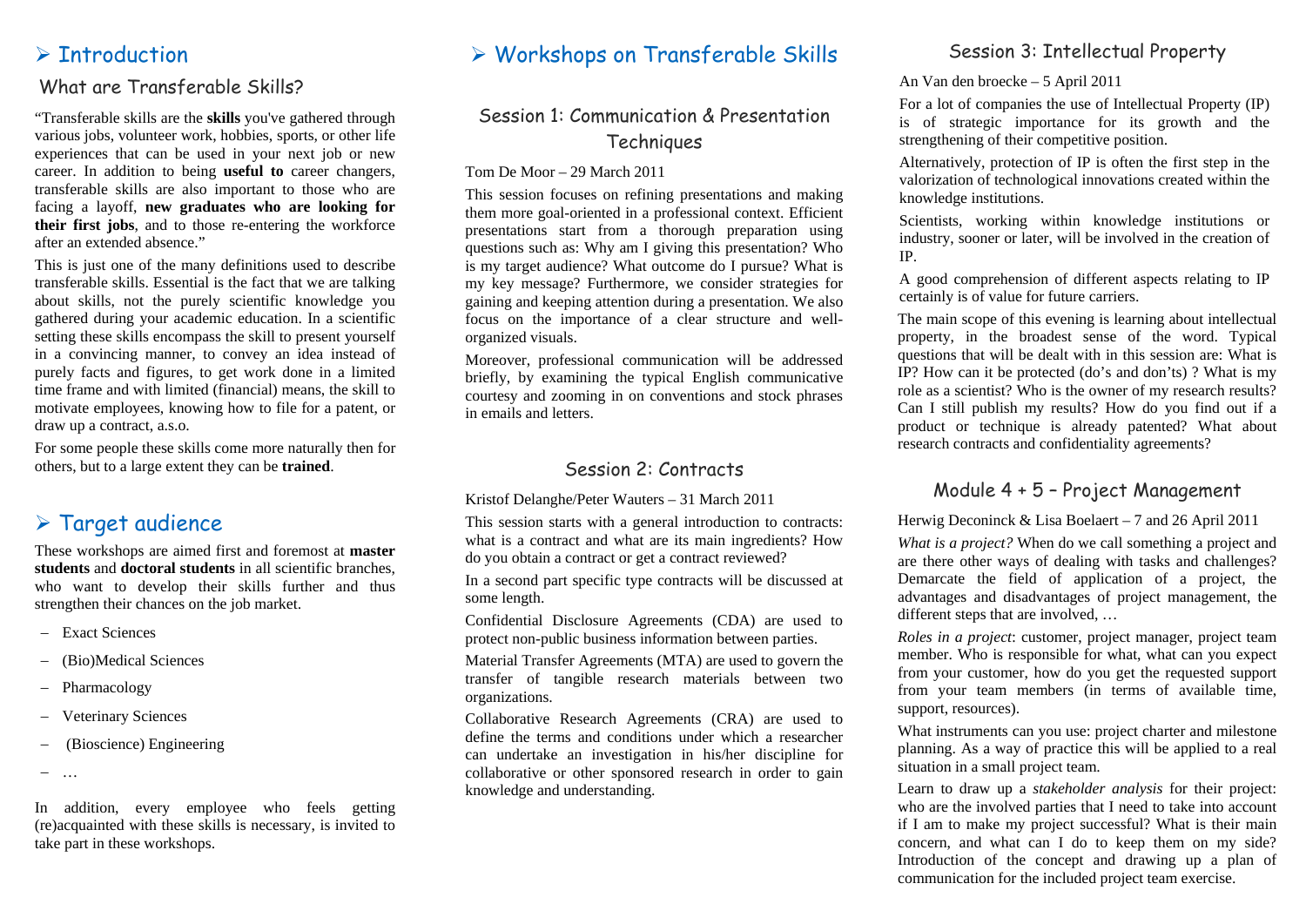## ➢ Introduction

### What are Transferable Skills?

"Transferable skills are the **skills** you've gathered through various jobs, volunteer work, hobbies, sports, or other life experiences that can be used in your next job or new career. In addition to being **useful to** career changers, transferable skills are also important to those who are facing a layoff, **new graduates who are looking for their first jobs**, and to those re-entering the workforce after an extended absence."

This is just one of the many definitions used to describe transferable skills. Essential is the fact that we are talking about skills, not the purely scientific knowledge you gathered during your academic education. In a scientific setting these skills encompass the skill to present yourself in a convincing manner, to convey an idea instead of purely facts and figures, to get work done in a limited time frame and with limited (financial) means, the skill to motivate employees, knowing how to file for a patent, or draw up a contract, a.s.o.

For some people these skills come more naturally then for others, but to a large extent they can be **trained**.

## ➢ Target audience

These workshops are aimed first and foremost at **master students** and **doctoral students** in all scientific branches, who want to develop their skills further and thus strengthen their chances on the job market.

- Exact Sciences
- (Bio)Medical Sciences
- Pharmacology
- Veterinary Sciences
- (Bioscience) Engineering
- …

In addition, every employee who feels getting (re)acquainted with these skills is necessary, is invited to take part in these workshops.

## ➢ Workshops on Transferable Skills

### Session 1: Communication & Presentation Techniques

Tom De Moor – 29 March 2011

This session focuses on refining presentations and making them more goal-oriented in a professional context. Efficient presentations start from a thorough preparation using questions such as: Why am I giving this presentation? Who is my target audience? What outcome do I pursue? What is my key message? Furthermore, we consider strategies for gaining and keeping attention during a presentation. We also focus on the importance of a clear structure and well-organized visuals.

Moreover, professional communication will be addressed briefly, by examining the typical English communicative courtesy and zooming in on conventions and stock phrases in emails and letters.

### Session 2: Contracts

Kristof Delanghe/Peter Wauters – 31 March 2011

This session starts with a general introduction to contracts: what is a contract and what are its main ingredients? How do you obtain a contract or get a contract reviewed?

In a second part specific type contracts will be discussed at some length.

Confidential Disclosure Agreements (CDA) are used to protect non-public business information between parties.

Material Transfer Agreements (MTA) are used to govern the transfer of tangible research materials between two organizations.

Collaborative Research Agreements (CRA) are used to define the terms and conditions under which a researcher can undertake an investigation in his/her discipline for collaborative or other sponsored research in order to gain knowledge and understanding.

### Session 3: Intellectual Property

An Van den broecke – 5 April 2011

For a lot of companies the use of Intellectual Property (IP) is of strategic importance for its growth and the strengthening of their competitive position.

Alternatively, protection of IP is often the first step in the valorization of technological innovations created within the knowledge institutions.

Scientists, working within knowledge institutions or industry, sooner or later, will be involved in the creation of IP.

A good comprehension of different aspects relating to IP certainly is of value for future carriers.

The main scope of this evening is learning about intellectual property, in the broadest sense of the word. Typical questions that will be dealt with in this session are: What is IP? How can it be protected (do's and don'ts) ? What is my role as a scientist? Who is the owner of my research results? Can I still publish my results? How do you find out if a product or technique is already patented? What about research contracts and confidentiality agreements?

### Module 4 + 5 – Project Management

Herwig Deconinck & Lisa Boelaert – 7 and 26 April 2011

*What is a project?* When do we call something a project and are there other ways of dealing with tasks and challenges? Demarcate the field of application of a project, the advantages and disadvantages of project management, the different steps that are involved, …

*Roles in a project*: customer, project manager, project team member. Who is responsible for what, what can you expect from your customer, how do you get the requested support from your team members (in terms of available time, support, resources).

What instruments can you use: project charter and milestone planning. As a way of practice this will be applied to a real situation in a small project team.

Learn to draw up a *stakeholder analysis* for their project: who are the involved parties that I need to take into account if I am to make my project successful? What is their main concern, and what can I do to keep them on my side? Introduction of the concept and drawing up a plan of communication for the included project team exercise.